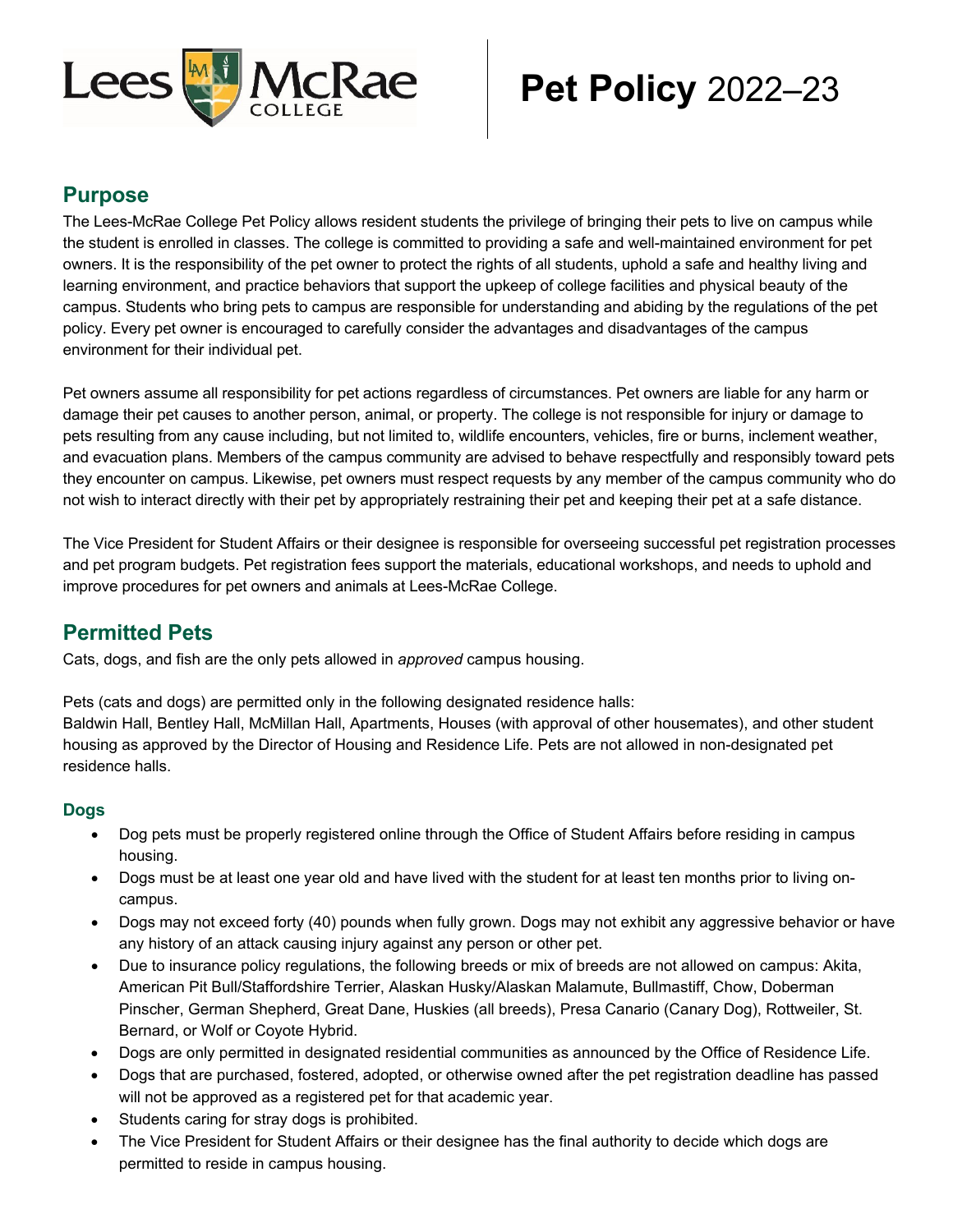# Lees McRae College Pet Policy 2022–23

## Purpose

The Lees-McRae College Pet Policy allows resident students the privilege of bringing their pets to live on campus while the student is enrolled in classes. The college is committed to providing a safe and well-maintained environment for pet owners. It is the responsibility of the pet owner to protect the rights of all students, uphold a safe and healthy living and learning environment, and practice behaviors that support the upkeep of college facilities and physical beauty of the campus. Students who bring pets to campus are responsible for understanding and abiding by the regulations of the pet policy. Every pet owner is encouraged to carefully consider the advantages and disadvantages of the campus environment for their individual pet.

Pet owners assume all responsibility for pet actions regardless of circumstances. Pet owners are liable for any harm or damage their pet causes to another person, animal, or property. The college is not responsible for injury or damage to pets resulting from any cause including, but not limited to, wildlife encounters, vehicles, fire or burns, inclement weather, and evacuation plans. Members of the campus community are advised to behave respectfully and responsibly toward pets they encounter on campus. Likewise, pet owners must respect requests by any member of the campus community who do not wish to interact directly with their pet by appropriately restraining their pet and keeping their pet at a safe distance.

The Vice President for Student Affairs or their designee is responsible for overseeing successful pet registration processes and pet program budgets. Pet registration fees support the materials, educational workshops, and needs to uphold and improve procedures for pet owners and animals at Lees-McRae College.

## Permitted Pets

Cats, dogs, and fish are the only pets allowed in *approved* campus housing.

Pets (cats and dogs) are permitted only in the following designated residence halls:
Baldwin Hall, Bentley Hall, McMillan Hall, Apartments, Houses (with approval of other housemates), and other student housing as approved by the Director of Housing and Residence Life. Pets are not allowed in non-designated pet residence halls.

### Dogs

- Dog pets must be properly registered online through the Office of Student Affairs before residing in campus housing.
- Dogs must be at least one year old and have lived with the student for at least ten months prior to living on-campus.
- Dogs may not exceed forty (40) pounds when fully grown. Dogs may not exhibit any aggressive behavior or have any history of an attack causing injury against any person or other pet.
- Due to insurance policy regulations, the following breeds or mix of breeds are not allowed on campus: Akita, American Pit Bull/Staffordshire Terrier, Alaskan Husky/Alaskan Malamute, Bullmastiff, Chow, Doberman Pinscher, German Shepherd, Great Dane, Huskies (all breeds), Presa Canario (Canary Dog), Rottweiler, St. Bernard, or Wolf or Coyote Hybrid.
- Dogs are only permitted in designated residential communities as announced by the Office of Residence Life.
- Dogs that are purchased, fostered, adopted, or otherwise owned after the pet registration deadline has passed will not be approved as a registered pet for that academic year.
- Students caring for stray dogs is prohibited.
- The Vice President for Student Affairs or their designee has the final authority to decide which dogs are permitted to reside in campus housing.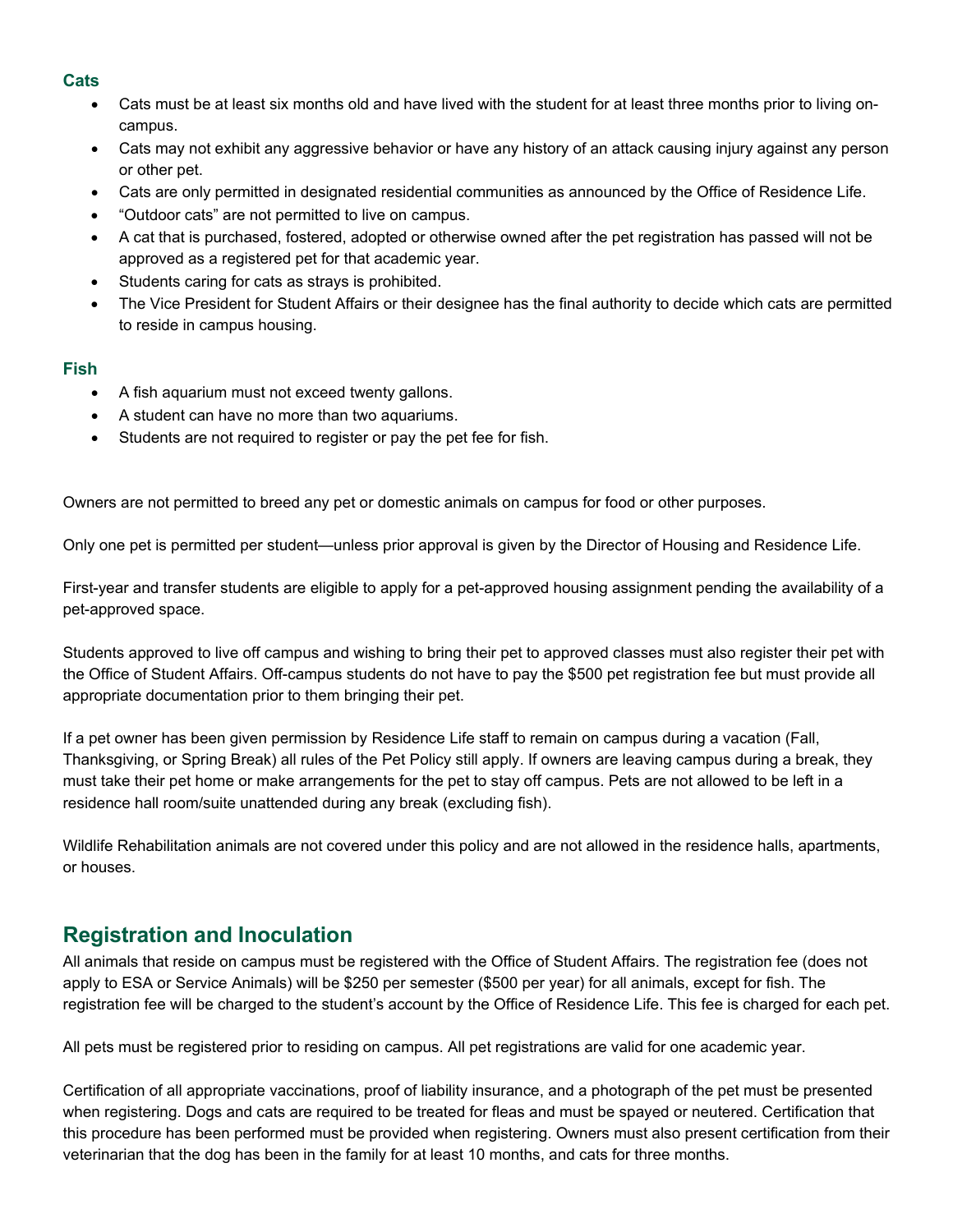### Cats

- Cats must be at least six months old and have lived with the student for at least three months prior to living on-campus.
- Cats may not exhibit any aggressive behavior or have any history of an attack causing injury against any person or other pet.
- Cats are only permitted in designated residential communities as announced by the Office of Residence Life.
- "Outdoor cats" are not permitted to live on campus.
- A cat that is purchased, fostered, adopted or otherwise owned after the pet registration has passed will not be approved as a registered pet for that academic year.
- Students caring for cats as strays is prohibited.
- The Vice President for Student Affairs or their designee has the final authority to decide which cats are permitted to reside in campus housing.

### Fish

- A fish aquarium must not exceed twenty gallons.
- A student can have no more than two aquariums.
- Students are not required to register or pay the pet fee for fish.

Owners are not permitted to breed any pet or domestic animals on campus for food or other purposes.

Only one pet is permitted per student—unless prior approval is given by the Director of Housing and Residence Life.

First-year and transfer students are eligible to apply for a pet-approved housing assignment pending the availability of a pet-approved space.

Students approved to live off campus and wishing to bring their pet to approved classes must also register their pet with the Office of Student Affairs. Off-campus students do not have to pay the $500 pet registration fee but must provide all appropriate documentation prior to them bringing their pet.

If a pet owner has been given permission by Residence Life staff to remain on campus during a vacation (Fall, Thanksgiving, or Spring Break) all rules of the Pet Policy still apply. If owners are leaving campus during a break, they must take their pet home or make arrangements for the pet to stay off campus. Pets are not allowed to be left in a residence hall room/suite unattended during any break (excluding fish).

Wildlife Rehabilitation animals are not covered under this policy and are not allowed in the residence halls, apartments, or houses.

## Registration and Inoculation

All animals that reside on campus must be registered with the Office of Student Affairs. The registration fee (does not apply to ESA or Service Animals) will be $250 per semester ($500 per year) for all animals, except for fish. The registration fee will be charged to the student's account by the Office of Residence Life. This fee is charged for each pet.

All pets must be registered prior to residing on campus. All pet registrations are valid for one academic year.

Certification of all appropriate vaccinations, proof of liability insurance, and a photograph of the pet must be presented when registering. Dogs and cats are required to be treated for fleas and must be spayed or neutered. Certification that this procedure has been performed must be provided when registering. Owners must also present certification from their veterinarian that the dog has been in the family for at least 10 months, and cats for three months.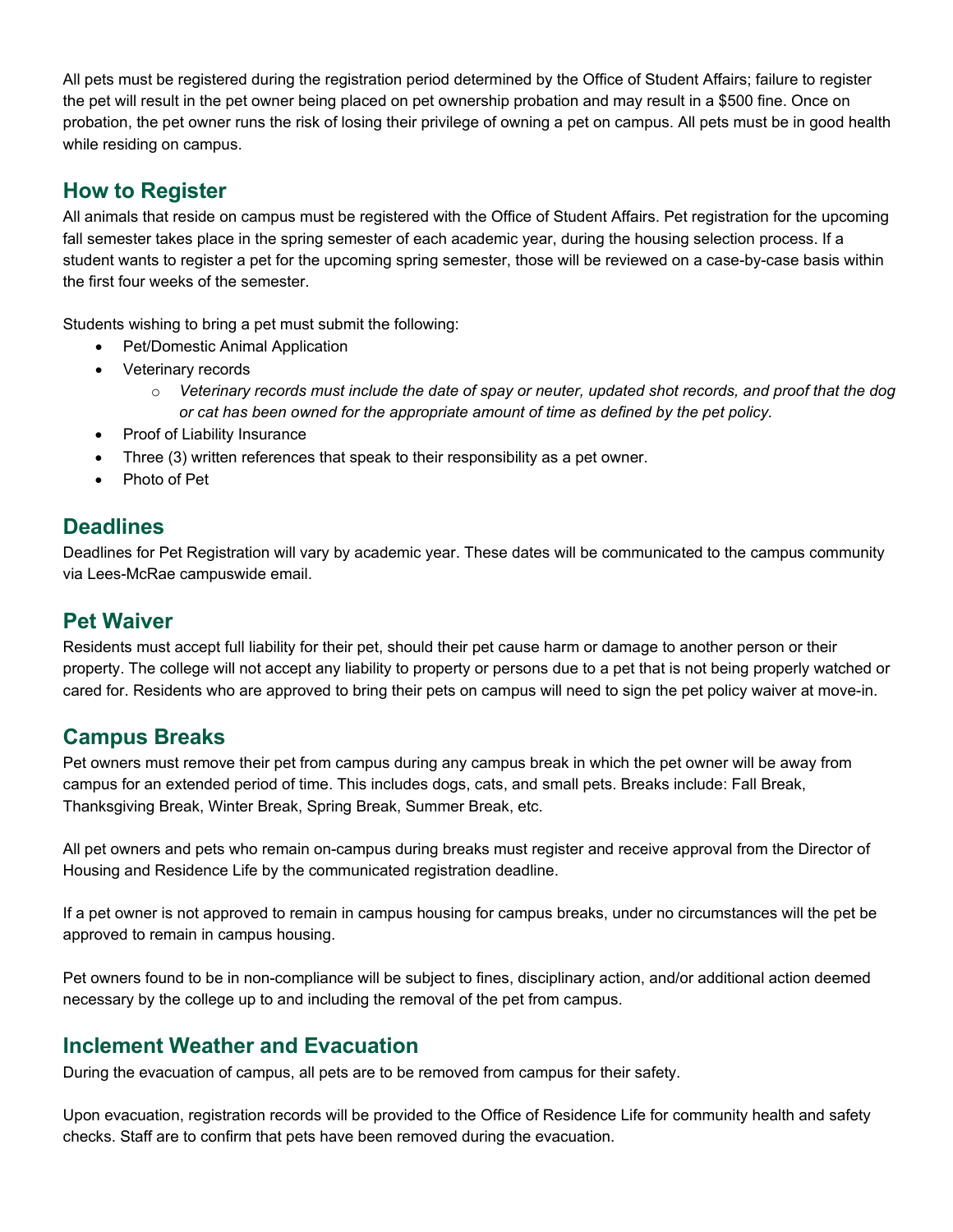All pets must be registered during the registration period determined by the Office of Student Affairs; failure to register the pet will result in the pet owner being placed on pet ownership probation and may result in a $500 fine. Once on probation, the pet owner runs the risk of losing their privilege of owning a pet on campus. All pets must be in good health while residing on campus.

## How to Register

All animals that reside on campus must be registered with the Office of Student Affairs. Pet registration for the upcoming fall semester takes place in the spring semester of each academic year, during the housing selection process. If a student wants to register a pet for the upcoming spring semester, those will be reviewed on a case-by-case basis within the first four weeks of the semester.

Students wishing to bring a pet must submit the following:

- Pet/Domestic Animal Application
- Veterinary records
    - *Veterinary records must include the date of spay or neuter, updated shot records, and proof that the dog or cat has been owned for the appropriate amount of time as defined by the pet policy.*
- Proof of Liability Insurance
- Three (3) written references that speak to their responsibility as a pet owner.
- Photo of Pet

## Deadlines

Deadlines for Pet Registration will vary by academic year. These dates will be communicated to the campus community via Lees-McRae campuswide email.

## Pet Waiver

Residents must accept full liability for their pet, should their pet cause harm or damage to another person or their property. The college will not accept any liability to property or persons due to a pet that is not being properly watched or cared for. Residents who are approved to bring their pets on campus will need to sign the pet policy waiver at move-in.

## Campus Breaks

Pet owners must remove their pet from campus during any campus break in which the pet owner will be away from campus for an extended period of time. This includes dogs, cats, and small pets. Breaks include: Fall Break, Thanksgiving Break, Winter Break, Spring Break, Summer Break, etc.

All pet owners and pets who remain on-campus during breaks must register and receive approval from the Director of Housing and Residence Life by the communicated registration deadline.

If a pet owner is not approved to remain in campus housing for campus breaks, under no circumstances will the pet be approved to remain in campus housing.

Pet owners found to be in non-compliance will be subject to fines, disciplinary action, and/or additional action deemed necessary by the college up to and including the removal of the pet from campus.

## Inclement Weather and Evacuation

During the evacuation of campus, all pets are to be removed from campus for their safety.

Upon evacuation, registration records will be provided to the Office of Residence Life for community health and safety checks. Staff are to confirm that pets have been removed during the evacuation.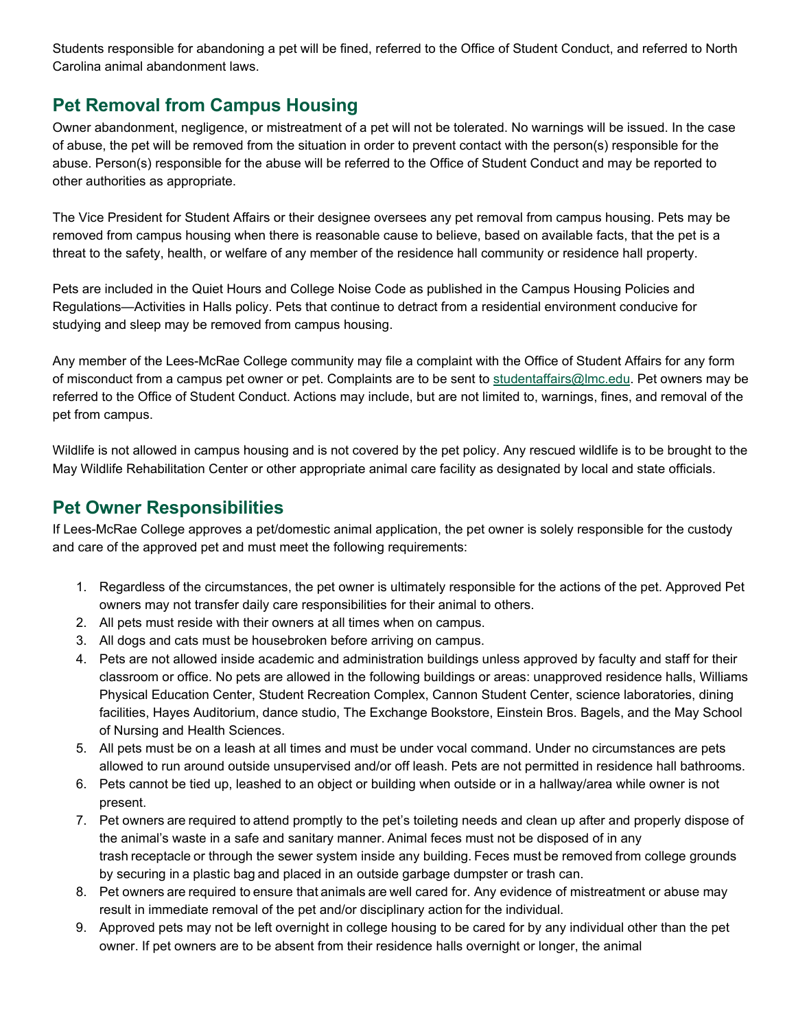Students responsible for abandoning a pet will be fined, referred to the Office of Student Conduct, and referred to North Carolina animal abandonment laws.

## Pet Removal from Campus Housing

Owner abandonment, negligence, or mistreatment of a pet will not be tolerated. No warnings will be issued. In the case of abuse, the pet will be removed from the situation in order to prevent contact with the person(s) responsible for the abuse. Person(s) responsible for the abuse will be referred to the Office of Student Conduct and may be reported to other authorities as appropriate.

The Vice President for Student Affairs or their designee oversees any pet removal from campus housing. Pets may be removed from campus housing when there is reasonable cause to believe, based on available facts, that the pet is a threat to the safety, health, or welfare of any member of the residence hall community or residence hall property.

Pets are included in the Quiet Hours and College Noise Code as published in the Campus Housing Policies and Regulations—Activities in Halls policy. Pets that continue to detract from a residential environment conducive for studying and sleep may be removed from campus housing.

Any member of the Lees-McRae College community may file a complaint with the Office of Student Affairs for any form of misconduct from a campus pet owner or pet. Complaints are to be sent to studentaffairs@lmc.edu. Pet owners may be referred to the Office of Student Conduct. Actions may include, but are not limited to, warnings, fines, and removal of the pet from campus.

Wildlife is not allowed in campus housing and is not covered by the pet policy. Any rescued wildlife is to be brought to the May Wildlife Rehabilitation Center or other appropriate animal care facility as designated by local and state officials.

## Pet Owner Responsibilities

If Lees-McRae College approves a pet/domestic animal application, the pet owner is solely responsible for the custody and care of the approved pet and must meet the following requirements:

1. Regardless of the circumstances, the pet owner is ultimately responsible for the actions of the pet. Approved Pet owners may not transfer daily care responsibilities for their animal to others.
2. All pets must reside with their owners at all times when on campus.
3. All dogs and cats must be housebroken before arriving on campus.
4. Pets are not allowed inside academic and administration buildings unless approved by faculty and staff for their classroom or office. No pets are allowed in the following buildings or areas: unapproved residence halls, Williams Physical Education Center, Student Recreation Complex, Cannon Student Center, science laboratories, dining facilities, Hayes Auditorium, dance studio, The Exchange Bookstore, Einstein Bros. Bagels, and the May School of Nursing and Health Sciences.
5. All pets must be on a leash at all times and must be under vocal command. Under no circumstances are pets allowed to run around outside unsupervised and/or off leash. Pets are not permitted in residence hall bathrooms.
6. Pets cannot be tied up, leashed to an object or building when outside or in a hallway/area while owner is not present.
7. Pet owners are required to attend promptly to the pet's toileting needs and clean up after and properly dispose of the animal's waste in a safe and sanitary manner. Animal feces must not be disposed of in any trash receptacle or through the sewer system inside any building. Feces must be removed from college grounds by securing in a plastic bag and placed in an outside garbage dumpster or trash can.
8. Pet owners are required to ensure that animals are well cared for. Any evidence of mistreatment or abuse may result in immediate removal of the pet and/or disciplinary action for the individual.
9. Approved pets may not be left overnight in college housing to be cared for by any individual other than the pet owner. If pet owners are to be absent from their residence halls overnight or longer, the animal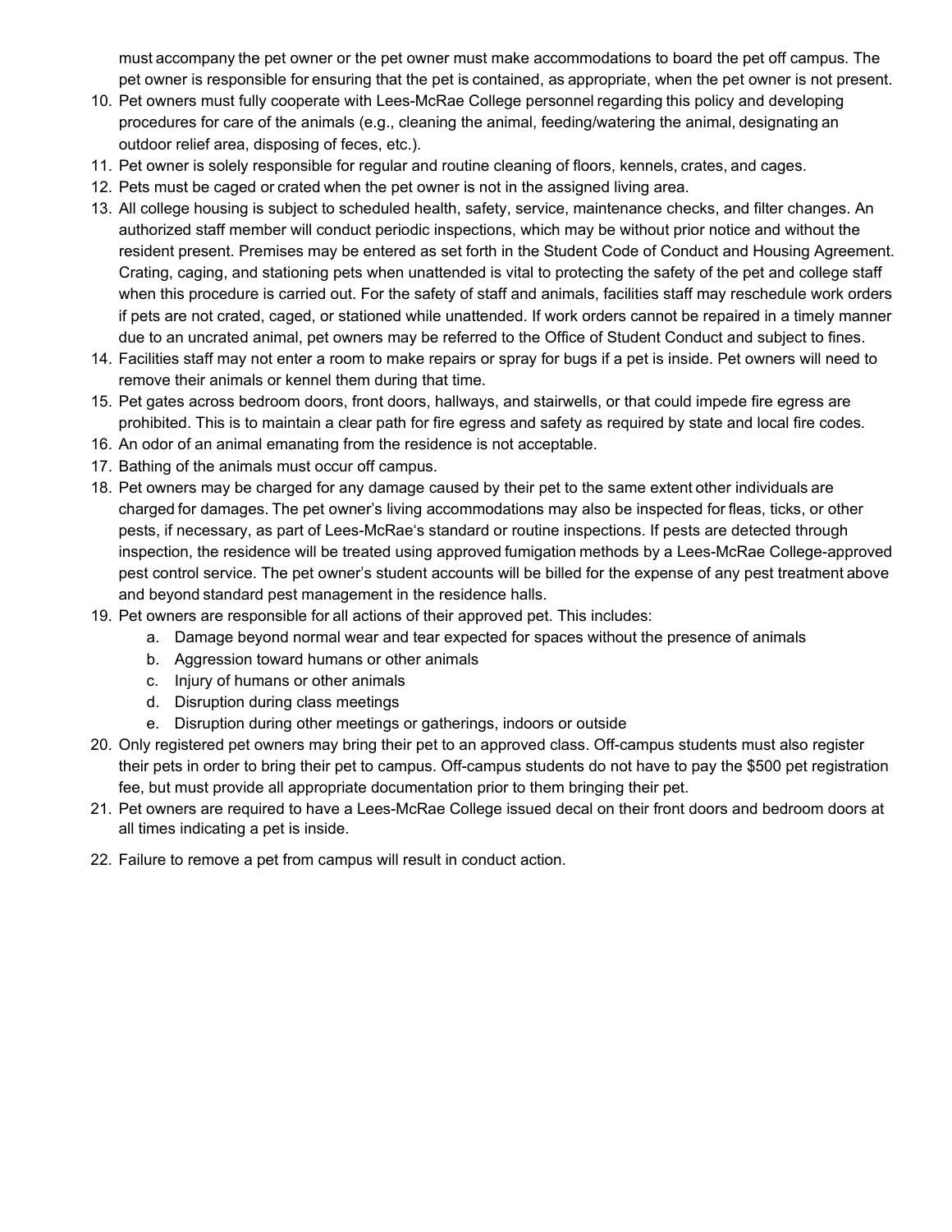must accompany the pet owner or the pet owner must make accommodations to board the pet off campus. The pet owner is responsible for ensuring that the pet is contained, as appropriate, when the pet owner is not present.

10. Pet owners must fully cooperate with Lees-McRae College personnel regarding this policy and developing procedures for care of the animals (e.g., cleaning the animal, feeding/watering the animal, designating an outdoor relief area, disposing of feces, etc.).
11. Pet owner is solely responsible for regular and routine cleaning of floors, kennels, crates, and cages.
12. Pets must be caged or crated when the pet owner is not in the assigned living area.
13. All college housing is subject to scheduled health, safety, service, maintenance checks, and filter changes. An authorized staff member will conduct periodic inspections, which may be without prior notice and without the resident present. Premises may be entered as set forth in the Student Code of Conduct and Housing Agreement. Crating, caging, and stationing pets when unattended is vital to protecting the safety of the pet and college staff when this procedure is carried out. For the safety of staff and animals, facilities staff may reschedule work orders if pets are not crated, caged, or stationed while unattended. If work orders cannot be repaired in a timely manner due to an uncrated animal, pet owners may be referred to the Office of Student Conduct and subject to fines.
14. Facilities staff may not enter a room to make repairs or spray for bugs if a pet is inside. Pet owners will need to remove their animals or kennel them during that time.
15. Pet gates across bedroom doors, front doors, hallways, and stairwells, or that could impede fire egress are prohibited. This is to maintain a clear path for fire egress and safety as required by state and local fire codes.
16. An odor of an animal emanating from the residence is not acceptable.
17. Bathing of the animals must occur off campus.
18. Pet owners may be charged for any damage caused by their pet to the same extent other individuals are charged for damages. The pet owner's living accommodations may also be inspected for fleas, ticks, or other pests, if necessary, as part of Lees-McRae's standard or routine inspections. If pests are detected through inspection, the residence will be treated using approved fumigation methods by a Lees-McRae College-approved pest control service. The pet owner's student accounts will be billed for the expense of any pest treatment above and beyond standard pest management in the residence halls.
19. Pet owners are responsible for all actions of their approved pet. This includes:
    a. Damage beyond normal wear and tear expected for spaces without the presence of animals
    b. Aggression toward humans or other animals
    c. Injury of humans or other animals
    d. Disruption during class meetings
    e. Disruption during other meetings or gatherings, indoors or outside
20. Only registered pet owners may bring their pet to an approved class. Off-campus students must also register their pets in order to bring their pet to campus. Off-campus students do not have to pay the $500 pet registration fee, but must provide all appropriate documentation prior to them bringing their pet.
21. Pet owners are required to have a Lees-McRae College issued decal on their front doors and bedroom doors at all times indicating a pet is inside.
22. Failure to remove a pet from campus will result in conduct action.